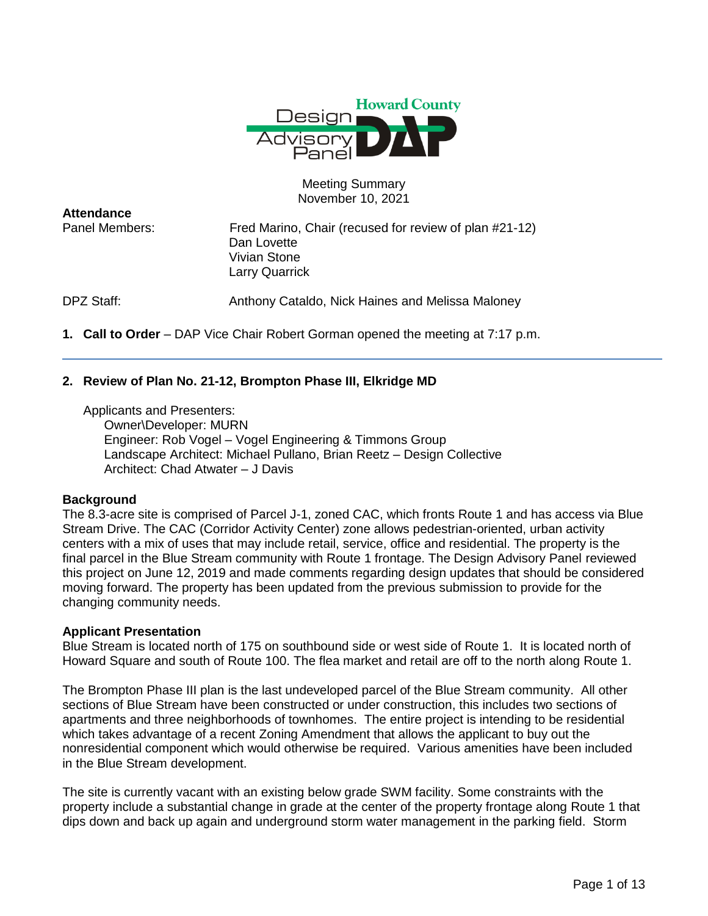Howard County Design Advisory Panel DAP

Meeting Summary
November 10, 2021

**Attendance**

Panel Members:
Fred Marino, Chair (recused for review of plan #21-12)
Dan Lovette
Vivian Stone
Larry Quarrick

DPZ Staff: Anthony Cataldo, Nick Haines and Melissa Maloney

1. **Call to Order** – DAP Vice Chair Robert Gorman opened the meeting at 7:17 p.m.

---

2. **Review of Plan No. 21-12, Brompton Phase III, Elkridge MD**

Applicants and Presenters:
Owner\Developer: MURN
Engineer: Rob Vogel – Vogel Engineering & Timmons Group
Landscape Architect: Michael Pullano, Brian Reetz – Design Collective
Architect: Chad Atwater – J Davis

**Background**

The 8.3-acre site is comprised of Parcel J-1, zoned CAC, which fronts Route 1 and has access via Blue Stream Drive. The CAC (Corridor Activity Center) zone allows pedestrian-oriented, urban activity centers with a mix of uses that may include retail, service, office and residential. The property is the final parcel in the Blue Stream community with Route 1 frontage. The Design Advisory Panel reviewed this project on June 12, 2019 and made comments regarding design updates that should be considered moving forward. The property has been updated from the previous submission to provide for the changing community needs.

**Applicant Presentation**

Blue Stream is located north of 175 on southbound side or west side of Route 1. It is located north of Howard Square and south of Route 100. The flea market and retail are off to the north along Route 1.

The Brompton Phase III plan is the last undeveloped parcel of the Blue Stream community. All other sections of Blue Stream have been constructed or under construction, this includes two sections of apartments and three neighborhoods of townhomes. The entire project is intending to be residential which takes advantage of a recent Zoning Amendment that allows the applicant to buy out the nonresidential component which would otherwise be required. Various amenities have been included in the Blue Stream development.

The site is currently vacant with an existing below grade SWM facility. Some constraints with the property include a substantial change in grade at the center of the property frontage along Route 1 that dips down and back up again and underground storm water management in the parking field. Storm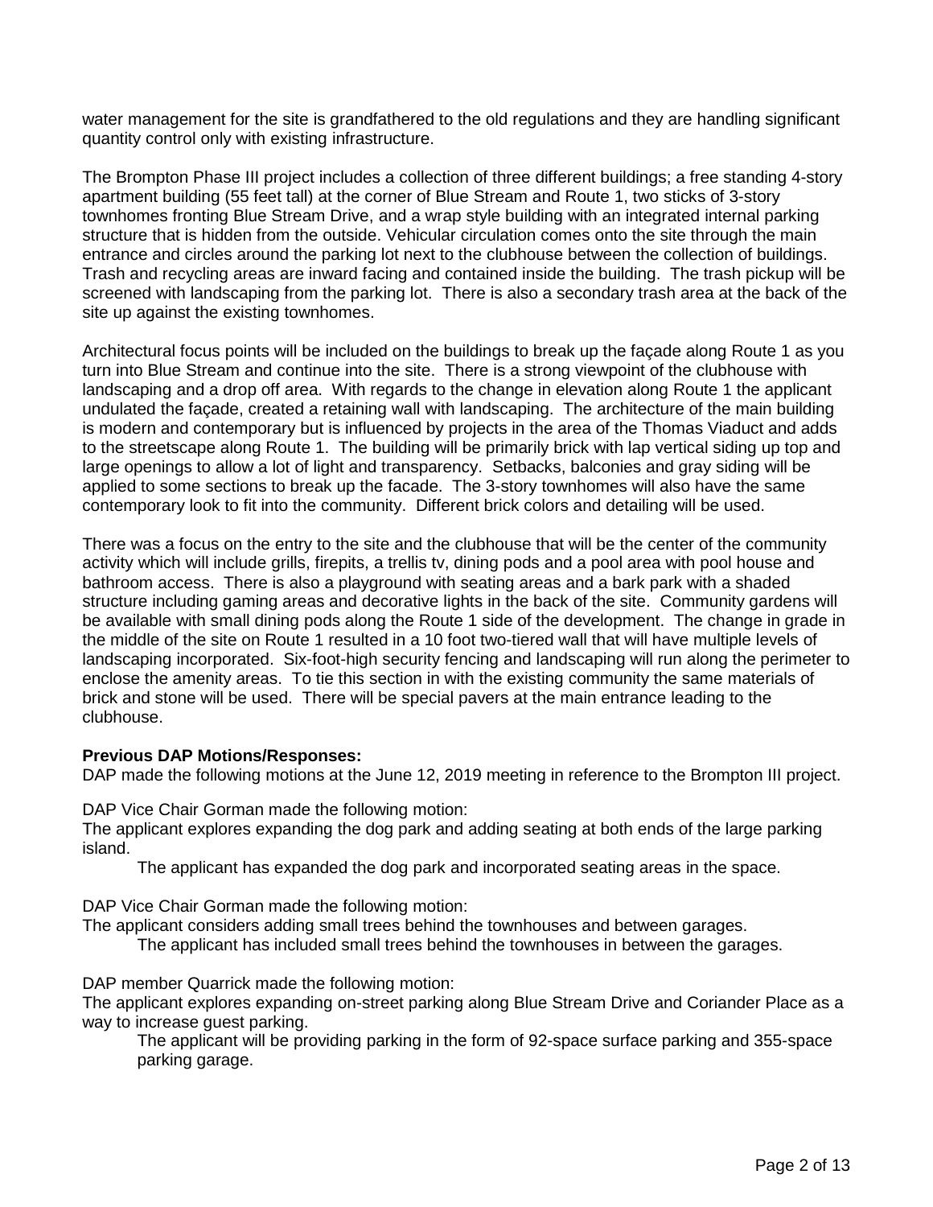water management for the site is grandfathered to the old regulations and they are handling significant quantity control only with existing infrastructure.

The Brompton Phase III project includes a collection of three different buildings; a free standing 4-story apartment building (55 feet tall) at the corner of Blue Stream and Route 1, two sticks of 3-story townhomes fronting Blue Stream Drive, and a wrap style building with an integrated internal parking structure that is hidden from the outside. Vehicular circulation comes onto the site through the main entrance and circles around the parking lot next to the clubhouse between the collection of buildings. Trash and recycling areas are inward facing and contained inside the building. The trash pickup will be screened with landscaping from the parking lot. There is also a secondary trash area at the back of the site up against the existing townhomes.

Architectural focus points will be included on the buildings to break up the façade along Route 1 as you turn into Blue Stream and continue into the site. There is a strong viewpoint of the clubhouse with landscaping and a drop off area. With regards to the change in elevation along Route 1 the applicant undulated the façade, created a retaining wall with landscaping. The architecture of the main building is modern and contemporary but is influenced by projects in the area of the Thomas Viaduct and adds to the streetscape along Route 1. The building will be primarily brick with lap vertical siding up top and large openings to allow a lot of light and transparency. Setbacks, balconies and gray siding will be applied to some sections to break up the facade. The 3-story townhomes will also have the same contemporary look to fit into the community. Different brick colors and detailing will be used.

There was a focus on the entry to the site and the clubhouse that will be the center of the community activity which will include grills, firepits, a trellis tv, dining pods and a pool area with pool house and bathroom access. There is also a playground with seating areas and a bark park with a shaded structure including gaming areas and decorative lights in the back of the site. Community gardens will be available with small dining pods along the Route 1 side of the development. The change in grade in the middle of the site on Route 1 resulted in a 10 foot two-tiered wall that will have multiple levels of landscaping incorporated. Six-foot-high security fencing and landscaping will run along the perimeter to enclose the amenity areas. To tie this section in with the existing community the same materials of brick and stone will be used. There will be special pavers at the main entrance leading to the clubhouse.

**Previous DAP Motions/Responses:**
DAP made the following motions at the June 12, 2019 meeting in reference to the Brompton III project.

DAP Vice Chair Gorman made the following motion:
The applicant explores expanding the dog park and adding seating at both ends of the large parking island.

> The applicant has expanded the dog park and incorporated seating areas in the space.

DAP Vice Chair Gorman made the following motion:
The applicant considers adding small trees behind the townhouses and between garages.

> The applicant has included small trees behind the townhouses in between the garages.

DAP member Quarrick made the following motion:
The applicant explores expanding on-street parking along Blue Stream Drive and Coriander Place as a way to increase guest parking.

> The applicant will be providing parking in the form of 92-space surface parking and 355-space parking garage.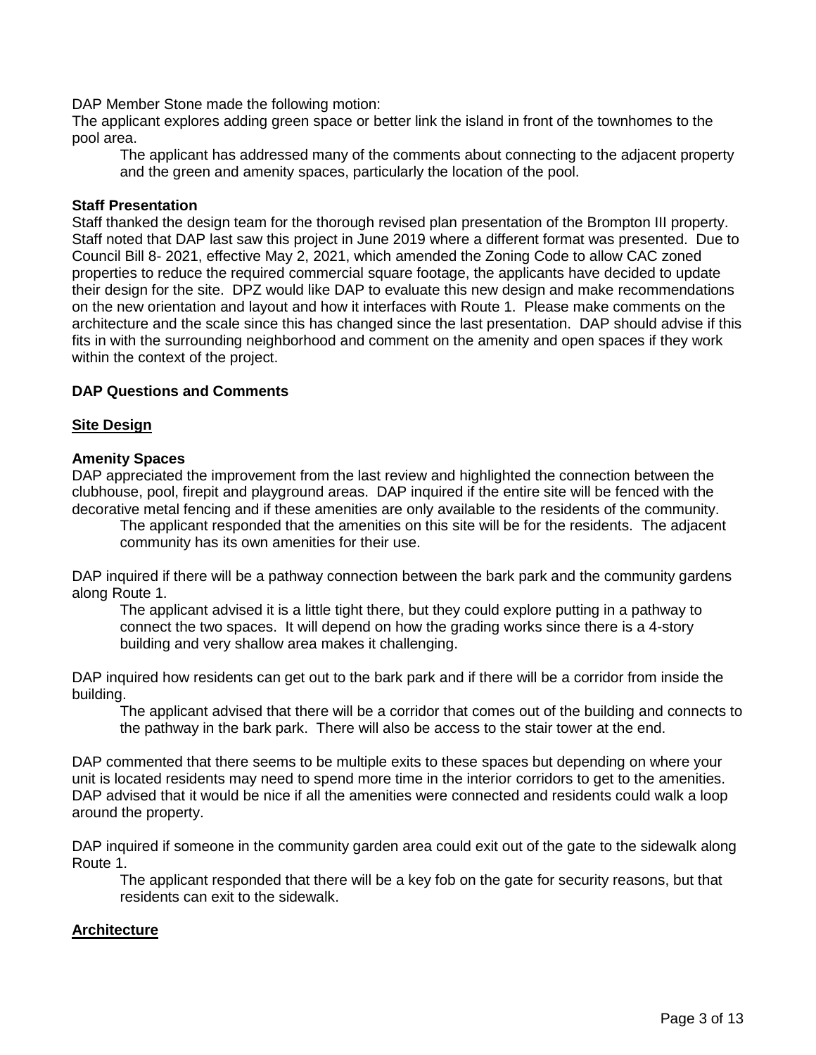DAP Member Stone made the following motion:
The applicant explores adding green space or better link the island in front of the townhomes to the pool area.

> The applicant has addressed many of the comments about connecting to the adjacent property and the green and amenity spaces, particularly the location of the pool.

**Staff Presentation**

Staff thanked the design team for the thorough revised plan presentation of the Brompton III property. Staff noted that DAP last saw this project in June 2019 where a different format was presented. Due to Council Bill 8- 2021, effective May 2, 2021, which amended the Zoning Code to allow CAC zoned properties to reduce the required commercial square footage, the applicants have decided to update their design for the site. DPZ would like DAP to evaluate this new design and make recommendations on the new orientation and layout and how it interfaces with Route 1. Please make comments on the architecture and the scale since this has changed since the last presentation. DAP should advise if this fits in with the surrounding neighborhood and comment on the amenity and open spaces if they work within the context of the project.

**DAP Questions and Comments**

**Site Design**

**Amenity Spaces**

DAP appreciated the improvement from the last review and highlighted the connection between the clubhouse, pool, firepit and playground areas. DAP inquired if the entire site will be fenced with the decorative metal fencing and if these amenities are only available to the residents of the community.

> The applicant responded that the amenities on this site will be for the residents. The adjacent community has its own amenities for their use.

DAP inquired if there will be a pathway connection between the bark park and the community gardens along Route 1.

> The applicant advised it is a little tight there, but they could explore putting in a pathway to connect the two spaces. It will depend on how the grading works since there is a 4-story building and very shallow area makes it challenging.

DAP inquired how residents can get out to the bark park and if there will be a corridor from inside the building.

> The applicant advised that there will be a corridor that comes out of the building and connects to the pathway in the bark park. There will also be access to the stair tower at the end.

DAP commented that there seems to be multiple exits to these spaces but depending on where your unit is located residents may need to spend more time in the interior corridors to get to the amenities. DAP advised that it would be nice if all the amenities were connected and residents could walk a loop around the property.

DAP inquired if someone in the community garden area could exit out of the gate to the sidewalk along Route 1.

> The applicant responded that there will be a key fob on the gate for security reasons, but that residents can exit to the sidewalk.

**Architecture**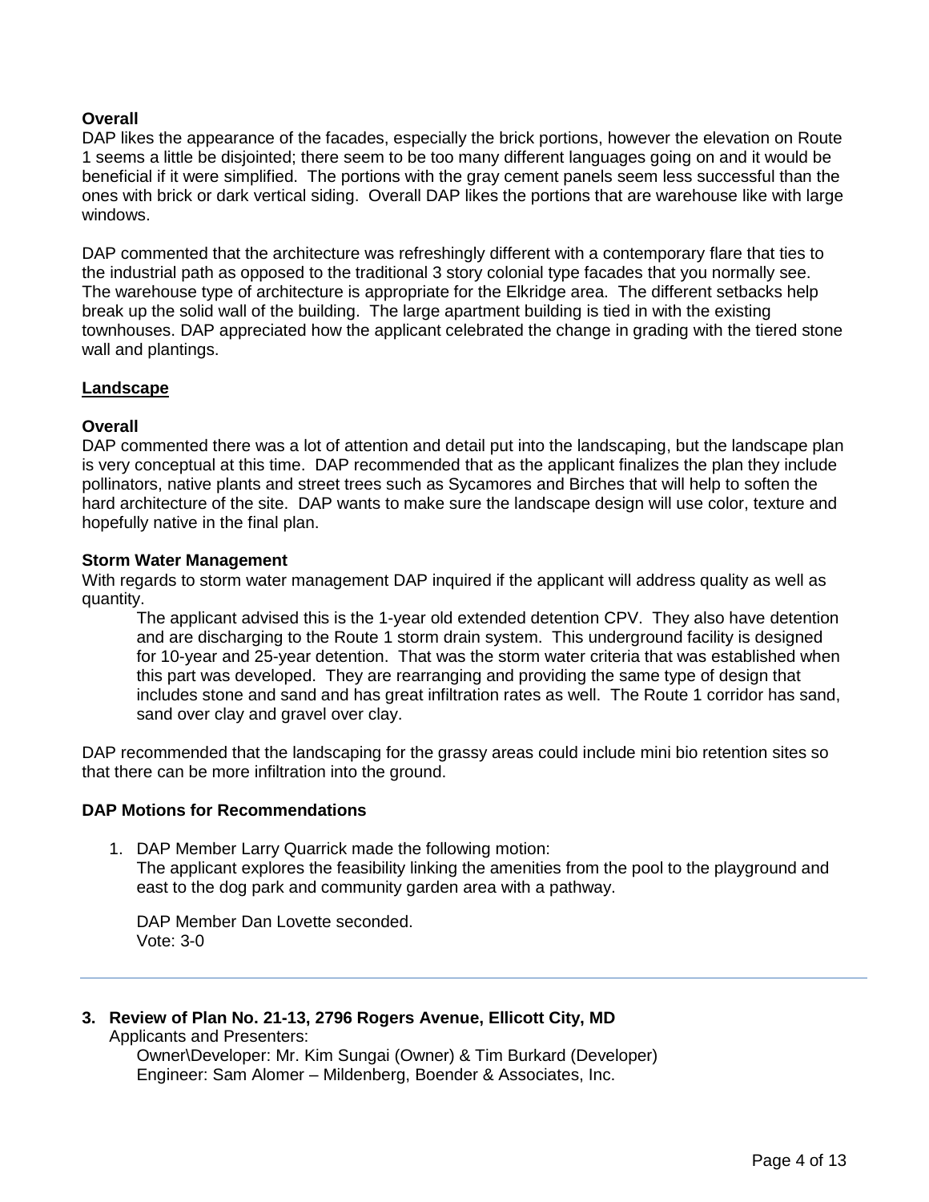**Overall**

DAP likes the appearance of the facades, especially the brick portions, however the elevation on Route 1 seems a little be disjointed; there seem to be too many different languages going on and it would be beneficial if it were simplified. The portions with the gray cement panels seem less successful than the ones with brick or dark vertical siding. Overall DAP likes the portions that are warehouse like with large windows.

DAP commented that the architecture was refreshingly different with a contemporary flare that ties to the industrial path as opposed to the traditional 3 story colonial type facades that you normally see. The warehouse type of architecture is appropriate for the Elkridge area. The different setbacks help break up the solid wall of the building. The large apartment building is tied in with the existing townhouses. DAP appreciated how the applicant celebrated the change in grading with the tiered stone wall and plantings.

## Landscape

**Overall**

DAP commented there was a lot of attention and detail put into the landscaping, but the landscape plan is very conceptual at this time. DAP recommended that as the applicant finalizes the plan they include pollinators, native plants and street trees such as Sycamores and Birches that will help to soften the hard architecture of the site. DAP wants to make sure the landscape design will use color, texture and hopefully native in the final plan.

**Storm Water Management**

With regards to storm water management DAP inquired if the applicant will address quality as well as quantity.

> The applicant advised this is the 1-year old extended detention CPV. They also have detention and are discharging to the Route 1 storm drain system. This underground facility is designed for 10-year and 25-year detention. That was the storm water criteria that was established when this part was developed. They are rearranging and providing the same type of design that includes stone and sand and has great infiltration rates as well. The Route 1 corridor has sand, sand over clay and gravel over clay.

DAP recommended that the landscaping for the grassy areas could include mini bio retention sites so that there can be more infiltration into the ground.

**DAP Motions for Recommendations**

1. DAP Member Larry Quarrick made the following motion:
   The applicant explores the feasibility linking the amenities from the pool to the playground and east to the dog park and community garden area with a pathway.

   DAP Member Dan Lovette seconded.
   Vote: 3-0

---

**3. Review of Plan No. 21-13, 2796 Rogers Avenue, Ellicott City, MD**

Applicants and Presenters:

Owner\Developer: Mr. Kim Sungai (Owner) & Tim Burkard (Developer)
Engineer: Sam Alomer – Mildenberg, Boender & Associates, Inc.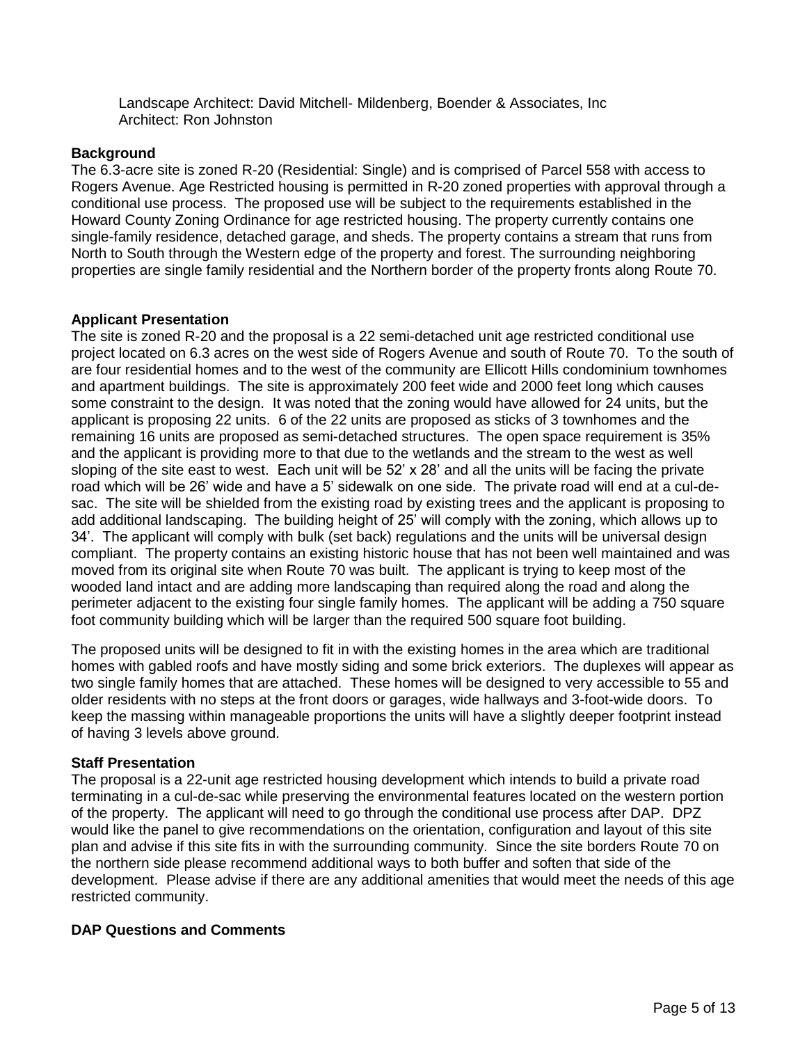Landscape Architect: David Mitchell- Mildenberg, Boender & Associates, Inc
Architect: Ron Johnston

**Background**

The 6.3-acre site is zoned R-20 (Residential: Single) and is comprised of Parcel 558 with access to Rogers Avenue. Age Restricted housing is permitted in R-20 zoned properties with approval through a conditional use process. The proposed use will be subject to the requirements established in the Howard County Zoning Ordinance for age restricted housing. The property currently contains one single-family residence, detached garage, and sheds. The property contains a stream that runs from North to South through the Western edge of the property and forest. The surrounding neighboring properties are single family residential and the Northern border of the property fronts along Route 70.

**Applicant Presentation**

The site is zoned R-20 and the proposal is a 22 semi-detached unit age restricted conditional use project located on 6.3 acres on the west side of Rogers Avenue and south of Route 70. To the south of are four residential homes and to the west of the community are Ellicott Hills condominium townhomes and apartment buildings. The site is approximately 200 feet wide and 2000 feet long which causes some constraint to the design. It was noted that the zoning would have allowed for 24 units, but the applicant is proposing 22 units. 6 of the 22 units are proposed as sticks of 3 townhomes and the remaining 16 units are proposed as semi-detached structures. The open space requirement is 35% and the applicant is providing more to that due to the wetlands and the stream to the west as well sloping of the site east to west. Each unit will be 52' x 28' and all the units will be facing the private road which will be 26' wide and have a 5' sidewalk on one side. The private road will end at a cul-de-sac. The site will be shielded from the existing road by existing trees and the applicant is proposing to add additional landscaping. The building height of 25' will comply with the zoning, which allows up to 34'. The applicant will comply with bulk (set back) regulations and the units will be universal design compliant. The property contains an existing historic house that has not been well maintained and was moved from its original site when Route 70 was built. The applicant is trying to keep most of the wooded land intact and are adding more landscaping than required along the road and along the perimeter adjacent to the existing four single family homes. The applicant will be adding a 750 square foot community building which will be larger than the required 500 square foot building.

The proposed units will be designed to fit in with the existing homes in the area which are traditional homes with gabled roofs and have mostly siding and some brick exteriors. The duplexes will appear as two single family homes that are attached. These homes will be designed to very accessible to 55 and older residents with no steps at the front doors or garages, wide hallways and 3-foot-wide doors. To keep the massing within manageable proportions the units will have a slightly deeper footprint instead of having 3 levels above ground.

**Staff Presentation**

The proposal is a 22-unit age restricted housing development which intends to build a private road terminating in a cul-de-sac while preserving the environmental features located on the western portion of the property. The applicant will need to go through the conditional use process after DAP. DPZ would like the panel to give recommendations on the orientation, configuration and layout of this site plan and advise if this site fits in with the surrounding community. Since the site borders Route 70 on the northern side please recommend additional ways to both buffer and soften that side of the development. Please advise if there are any additional amenities that would meet the needs of this age restricted community.

**DAP Questions and Comments**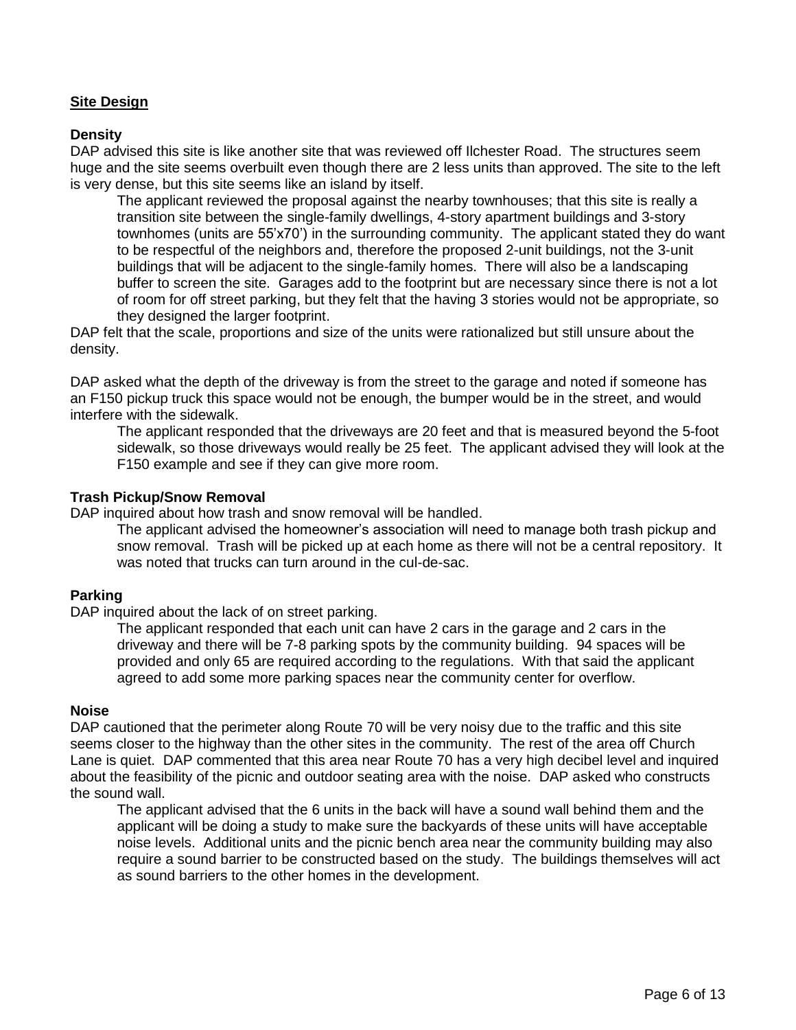## Site Design

### Density

DAP advised this site is like another site that was reviewed off Ilchester Road. The structures seem huge and the site seems overbuilt even though there are 2 less units than approved. The site to the left is very dense, but this site seems like an island by itself.

> The applicant reviewed the proposal against the nearby townhouses; that this site is really a transition site between the single-family dwellings, 4-story apartment buildings and 3-story townhomes (units are 55'x70') in the surrounding community. The applicant stated they do want to be respectful of the neighbors and, therefore the proposed 2-unit buildings, not the 3-unit buildings that will be adjacent to the single-family homes. There will also be a landscaping buffer to screen the site. Garages add to the footprint but are necessary since there is not a lot of room for off street parking, but they felt that the having 3 stories would not be appropriate, so they designed the larger footprint.

DAP felt that the scale, proportions and size of the units were rationalized but still unsure about the density.

DAP asked what the depth of the driveway is from the street to the garage and noted if someone has an F150 pickup truck this space would not be enough, the bumper would be in the street, and would interfere with the sidewalk.

> The applicant responded that the driveways are 20 feet and that is measured beyond the 5-foot sidewalk, so those driveways would really be 25 feet. The applicant advised they will look at the F150 example and see if they can give more room.

### Trash Pickup/Snow Removal

DAP inquired about how trash and snow removal will be handled.

> The applicant advised the homeowner's association will need to manage both trash pickup and snow removal. Trash will be picked up at each home as there will not be a central repository. It was noted that trucks can turn around in the cul-de-sac.

### Parking

DAP inquired about the lack of on street parking.

> The applicant responded that each unit can have 2 cars in the garage and 2 cars in the driveway and there will be 7-8 parking spots by the community building. 94 spaces will be provided and only 65 are required according to the regulations. With that said the applicant agreed to add some more parking spaces near the community center for overflow.

### Noise

DAP cautioned that the perimeter along Route 70 will be very noisy due to the traffic and this site seems closer to the highway than the other sites in the community. The rest of the area off Church Lane is quiet. DAP commented that this area near Route 70 has a very high decibel level and inquired about the feasibility of the picnic and outdoor seating area with the noise. DAP asked who constructs the sound wall.

> The applicant advised that the 6 units in the back will have a sound wall behind them and the applicant will be doing a study to make sure the backyards of these units will have acceptable noise levels. Additional units and the picnic bench area near the community building may also require a sound barrier to be constructed based on the study. The buildings themselves will act as sound barriers to the other homes in the development.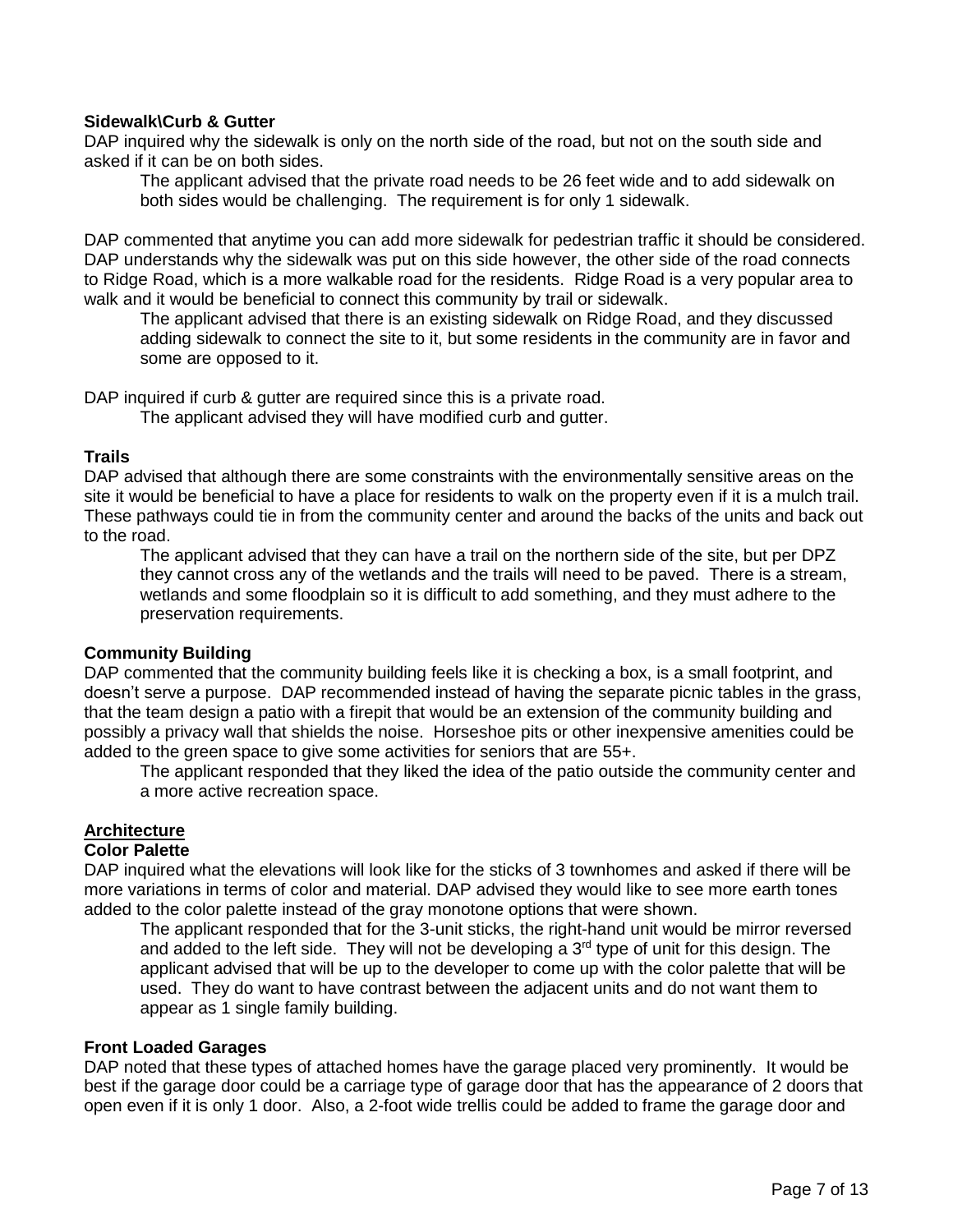**Sidewalk\Curb & Gutter**

DAP inquired why the sidewalk is only on the north side of the road, but not on the south side and asked if it can be on both sides.

> The applicant advised that the private road needs to be 26 feet wide and to add sidewalk on both sides would be challenging. The requirement is for only 1 sidewalk.

DAP commented that anytime you can add more sidewalk for pedestrian traffic it should be considered. DAP understands why the sidewalk was put on this side however, the other side of the road connects to Ridge Road, which is a more walkable road for the residents. Ridge Road is a very popular area to walk and it would be beneficial to connect this community by trail or sidewalk.

> The applicant advised that there is an existing sidewalk on Ridge Road, and they discussed adding sidewalk to connect the site to it, but some residents in the community are in favor and some are opposed to it.

DAP inquired if curb & gutter are required since this is a private road.

> The applicant advised they will have modified curb and gutter.

**Trails**

DAP advised that although there are some constraints with the environmentally sensitive areas on the site it would be beneficial to have a place for residents to walk on the property even if it is a mulch trail. These pathways could tie in from the community center and around the backs of the units and back out to the road.

> The applicant advised that they can have a trail on the northern side of the site, but per DPZ they cannot cross any of the wetlands and the trails will need to be paved. There is a stream, wetlands and some floodplain so it is difficult to add something, and they must adhere to the preservation requirements.

**Community Building**

DAP commented that the community building feels like it is checking a box, is a small footprint, and doesn't serve a purpose. DAP recommended instead of having the separate picnic tables in the grass, that the team design a patio with a firepit that would be an extension of the community building and possibly a privacy wall that shields the noise. Horseshoe pits or other inexpensive amenities could be added to the green space to give some activities for seniors that are 55+.

> The applicant responded that they liked the idea of the patio outside the community center and a more active recreation space.

**<u>Architecture</u>**

**Color Palette**

DAP inquired what the elevations will look like for the sticks of 3 townhomes and asked if there will be more variations in terms of color and material. DAP advised they would like to see more earth tones added to the color palette instead of the gray monotone options that were shown.

> The applicant responded that for the 3-unit sticks, the right-hand unit would be mirror reversed and added to the left side. They will not be developing a 3rd type of unit for this design. The applicant advised that will be up to the developer to come up with the color palette that will be used. They do want to have contrast between the adjacent units and do not want them to appear as 1 single family building.

**Front Loaded Garages**

DAP noted that these types of attached homes have the garage placed very prominently. It would be best if the garage door could be a carriage type of garage door that has the appearance of 2 doors that open even if it is only 1 door. Also, a 2-foot wide trellis could be added to frame the garage door and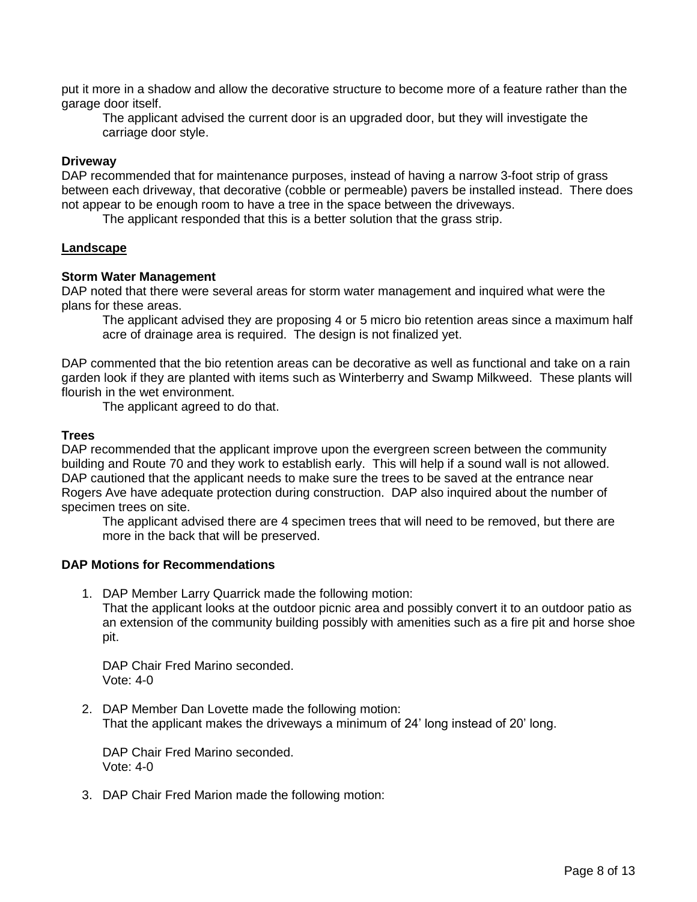put it more in a shadow and allow the decorative structure to become more of a feature rather than the garage door itself.

The applicant advised the current door is an upgraded door, but they will investigate the carriage door style.

**Driveway**

DAP recommended that for maintenance purposes, instead of having a narrow 3-foot strip of grass between each driveway, that decorative (cobble or permeable) pavers be installed instead. There does not appear to be enough room to have a tree in the space between the driveways.

The applicant responded that this is a better solution that the grass strip.

## Landscape

**Storm Water Management**

DAP noted that there were several areas for storm water management and inquired what were the plans for these areas.

The applicant advised they are proposing 4 or 5 micro bio retention areas since a maximum half acre of drainage area is required. The design is not finalized yet.

DAP commented that the bio retention areas can be decorative as well as functional and take on a rain garden look if they are planted with items such as Winterberry and Swamp Milkweed. These plants will flourish in the wet environment.

The applicant agreed to do that.

**Trees**

DAP recommended that the applicant improve upon the evergreen screen between the community building and Route 70 and they work to establish early. This will help if a sound wall is not allowed. DAP cautioned that the applicant needs to make sure the trees to be saved at the entrance near Rogers Ave have adequate protection during construction. DAP also inquired about the number of specimen trees on site.

The applicant advised there are 4 specimen trees that will need to be removed, but there are more in the back that will be preserved.

**DAP Motions for Recommendations**

1. DAP Member Larry Quarrick made the following motion:
   That the applicant looks at the outdoor picnic area and possibly convert it to an outdoor patio as an extension of the community building possibly with amenities such as a fire pit and horse shoe pit.

   DAP Chair Fred Marino seconded.
   Vote: 4-0

2. DAP Member Dan Lovette made the following motion:
   That the applicant makes the driveways a minimum of 24' long instead of 20' long.

   DAP Chair Fred Marino seconded.
   Vote: 4-0

3. DAP Chair Fred Marion made the following motion: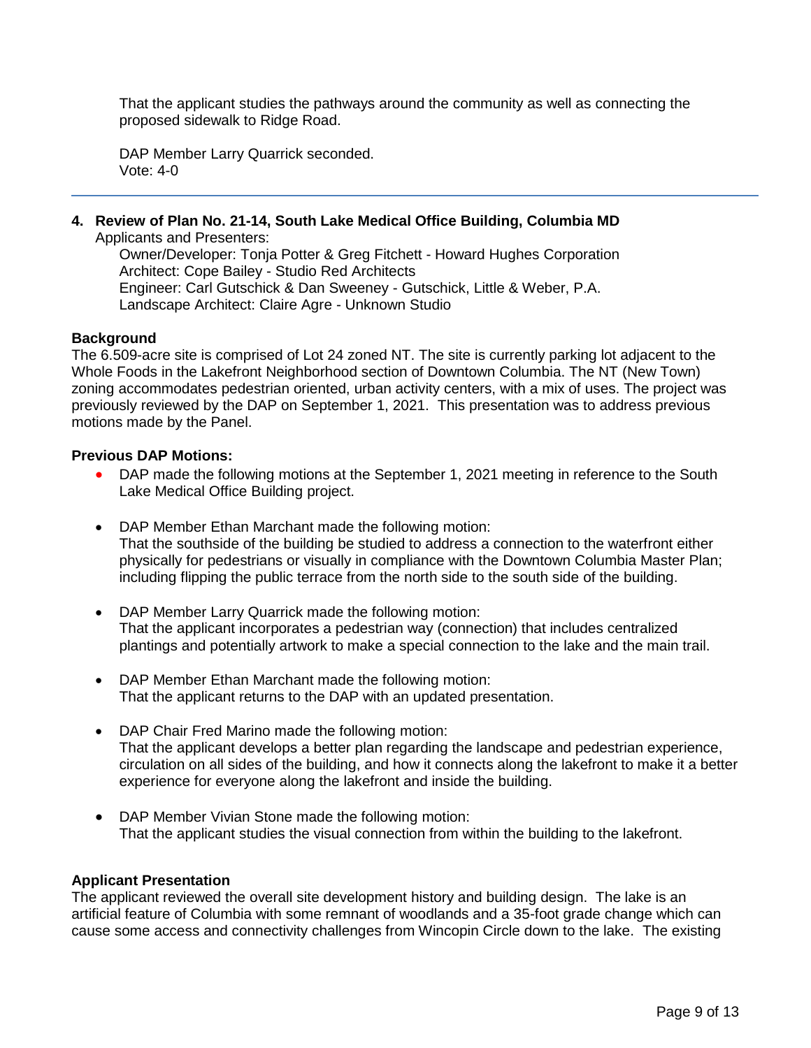That the applicant studies the pathways around the community as well as connecting the proposed sidewalk to Ridge Road.

DAP Member Larry Quarrick seconded.
Vote: 4-0

---

## 4. Review of Plan No. 21-14, South Lake Medical Office Building, Columbia MD

Applicants and Presenters:

Owner/Developer: Tonja Potter & Greg Fitchett - Howard Hughes Corporation
Architect: Cope Bailey - Studio Red Architects
Engineer: Carl Gutschick & Dan Sweeney - Gutschick, Little & Weber, P.A.
Landscape Architect: Claire Agre - Unknown Studio

### Background

The 6.509-acre site is comprised of Lot 24 zoned NT. The site is currently parking lot adjacent to the Whole Foods in the Lakefront Neighborhood section of Downtown Columbia. The NT (New Town) zoning accommodates pedestrian oriented, urban activity centers, with a mix of uses. The project was previously reviewed by the DAP on September 1, 2021. This presentation was to address previous motions made by the Panel.

### Previous DAP Motions:

- DAP made the following motions at the September 1, 2021 meeting in reference to the South Lake Medical Office Building project.
- DAP Member Ethan Marchant made the following motion:
  That the southside of the building be studied to address a connection to the waterfront either physically for pedestrians or visually in compliance with the Downtown Columbia Master Plan; including flipping the public terrace from the north side to the south side of the building.
- DAP Member Larry Quarrick made the following motion:
  That the applicant incorporates a pedestrian way (connection) that includes centralized plantings and potentially artwork to make a special connection to the lake and the main trail.
- DAP Member Ethan Marchant made the following motion:
  That the applicant returns to the DAP with an updated presentation.
- DAP Chair Fred Marino made the following motion:
  That the applicant develops a better plan regarding the landscape and pedestrian experience, circulation on all sides of the building, and how it connects along the lakefront to make it a better experience for everyone along the lakefront and inside the building.
- DAP Member Vivian Stone made the following motion:
  That the applicant studies the visual connection from within the building to the lakefront.

### Applicant Presentation

The applicant reviewed the overall site development history and building design. The lake is an artificial feature of Columbia with some remnant of woodlands and a 35-foot grade change which can cause some access and connectivity challenges from Wincopin Circle down to the lake. The existing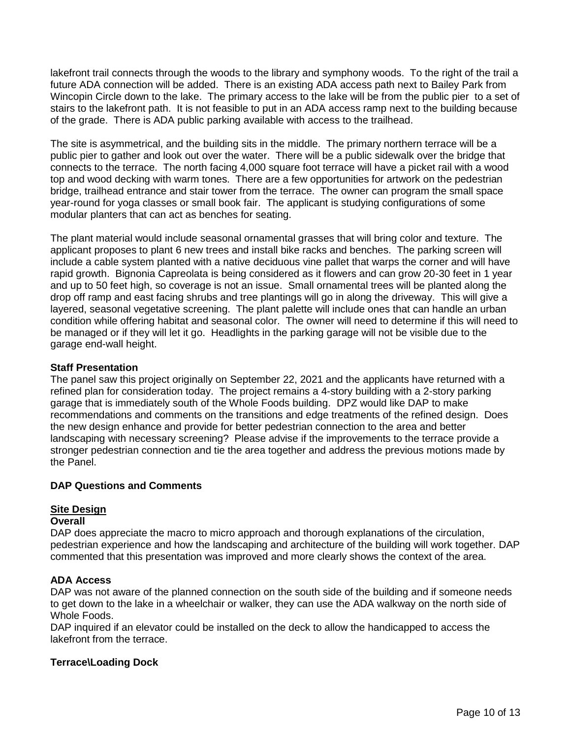lakefront trail connects through the woods to the library and symphony woods. To the right of the trail a future ADA connection will be added. There is an existing ADA access path next to Bailey Park from Wincopin Circle down to the lake. The primary access to the lake will be from the public pier to a set of stairs to the lakefront path. It is not feasible to put in an ADA access ramp next to the building because of the grade. There is ADA public parking available with access to the trailhead.

The site is asymmetrical, and the building sits in the middle. The primary northern terrace will be a public pier to gather and look out over the water. There will be a public sidewalk over the bridge that connects to the terrace. The north facing 4,000 square foot terrace will have a picket rail with a wood top and wood decking with warm tones. There are a few opportunities for artwork on the pedestrian bridge, trailhead entrance and stair tower from the terrace. The owner can program the small space year-round for yoga classes or small book fair. The applicant is studying configurations of some modular planters that can act as benches for seating.

The plant material would include seasonal ornamental grasses that will bring color and texture. The applicant proposes to plant 6 new trees and install bike racks and benches. The parking screen will include a cable system planted with a native deciduous vine pallet that warps the corner and will have rapid growth. Bignonia Capreolata is being considered as it flowers and can grow 20-30 feet in 1 year and up to 50 feet high, so coverage is not an issue. Small ornamental trees will be planted along the drop off ramp and east facing shrubs and tree plantings will go in along the driveway. This will give a layered, seasonal vegetative screening. The plant palette will include ones that can handle an urban condition while offering habitat and seasonal color. The owner will need to determine if this will need to be managed or if they will let it go. Headlights in the parking garage will not be visible due to the garage end-wall height.

**Staff Presentation**

The panel saw this project originally on September 22, 2021 and the applicants have returned with a refined plan for consideration today. The project remains a 4-story building with a 2-story parking garage that is immediately south of the Whole Foods building. DPZ would like DAP to make recommendations and comments on the transitions and edge treatments of the refined design. Does the new design enhance and provide for better pedestrian connection to the area and better landscaping with necessary screening? Please advise if the improvements to the terrace provide a stronger pedestrian connection and tie the area together and address the previous motions made by the Panel.

**DAP Questions and Comments**

**Site Design**

**Overall**

DAP does appreciate the macro to micro approach and thorough explanations of the circulation, pedestrian experience and how the landscaping and architecture of the building will work together. DAP commented that this presentation was improved and more clearly shows the context of the area.

**ADA Access**

DAP was not aware of the planned connection on the south side of the building and if someone needs to get down to the lake in a wheelchair or walker, they can use the ADA walkway on the north side of Whole Foods.

DAP inquired if an elevator could be installed on the deck to allow the handicapped to access the lakefront from the terrace.

**Terrace\Loading Dock**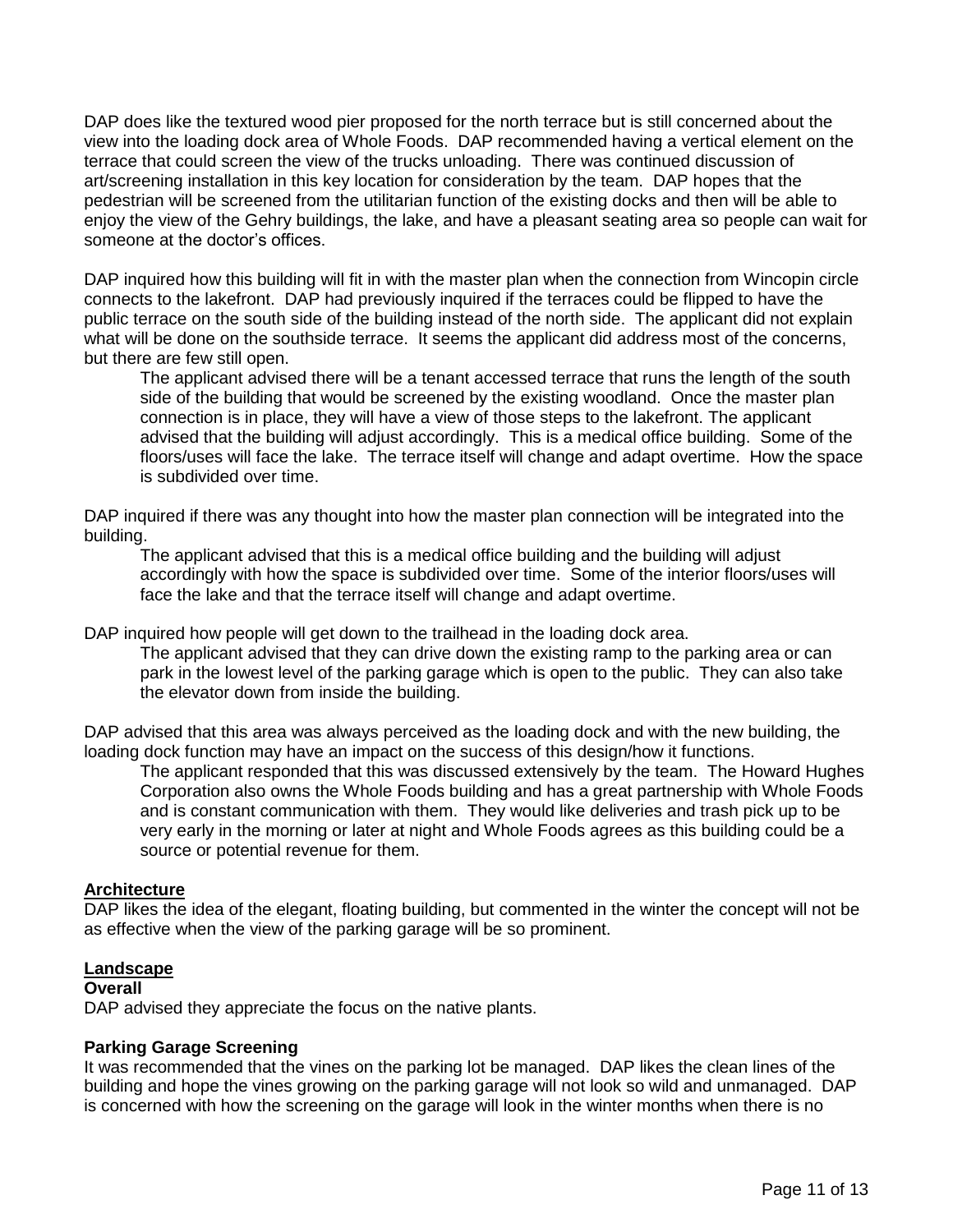DAP does like the textured wood pier proposed for the north terrace but is still concerned about the view into the loading dock area of Whole Foods. DAP recommended having a vertical element on the terrace that could screen the view of the trucks unloading. There was continued discussion of art/screening installation in this key location for consideration by the team. DAP hopes that the pedestrian will be screened from the utilitarian function of the existing docks and then will be able to enjoy the view of the Gehry buildings, the lake, and have a pleasant seating area so people can wait for someone at the doctor's offices.

DAP inquired how this building will fit in with the master plan when the connection from Wincopin circle connects to the lakefront. DAP had previously inquired if the terraces could be flipped to have the public terrace on the south side of the building instead of the north side. The applicant did not explain what will be done on the southside terrace. It seems the applicant did address most of the concerns, but there are few still open.

> The applicant advised there will be a tenant accessed terrace that runs the length of the south side of the building that would be screened by the existing woodland. Once the master plan connection is in place, they will have a view of those steps to the lakefront. The applicant advised that the building will adjust accordingly. This is a medical office building. Some of the floors/uses will face the lake. The terrace itself will change and adapt overtime. How the space is subdivided over time.

DAP inquired if there was any thought into how the master plan connection will be integrated into the building.

> The applicant advised that this is a medical office building and the building will adjust accordingly with how the space is subdivided over time. Some of the interior floors/uses will face the lake and that the terrace itself will change and adapt overtime.

DAP inquired how people will get down to the trailhead in the loading dock area.

> The applicant advised that they can drive down the existing ramp to the parking area or can park in the lowest level of the parking garage which is open to the public. They can also take the elevator down from inside the building.

DAP advised that this area was always perceived as the loading dock and with the new building, the loading dock function may have an impact on the success of this design/how it functions.

> The applicant responded that this was discussed extensively by the team. The Howard Hughes Corporation also owns the Whole Foods building and has a great partnership with Whole Foods and is constant communication with them. They would like deliveries and trash pick up to be very early in the morning or later at night and Whole Foods agrees as this building could be a source or potential revenue for them.

## Architecture

DAP likes the idea of the elegant, floating building, but commented in the winter the concept will not be as effective when the view of the parking garage will be so prominent.

## Landscape

### Overall

DAP advised they appreciate the focus on the native plants.

### Parking Garage Screening

It was recommended that the vines on the parking lot be managed. DAP likes the clean lines of the building and hope the vines growing on the parking garage will not look so wild and unmanaged. DAP is concerned with how the screening on the garage will look in the winter months when there is no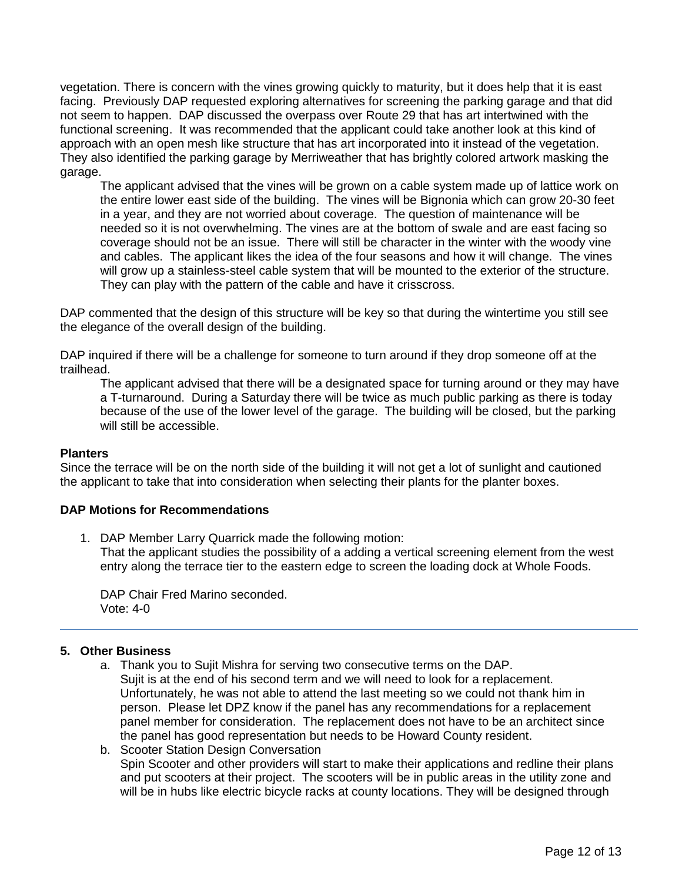vegetation. There is concern with the vines growing quickly to maturity, but it does help that it is east facing. Previously DAP requested exploring alternatives for screening the parking garage and that did not seem to happen. DAP discussed the overpass over Route 29 that has art intertwined with the functional screening. It was recommended that the applicant could take another look at this kind of approach with an open mesh like structure that has art incorporated into it instead of the vegetation. They also identified the parking garage by Merriweather that has brightly colored artwork masking the garage.

> The applicant advised that the vines will be grown on a cable system made up of lattice work on the entire lower east side of the building. The vines will be Bignonia which can grow 20-30 feet in a year, and they are not worried about coverage. The question of maintenance will be needed so it is not overwhelming. The vines are at the bottom of swale and are east facing so coverage should not be an issue. There will still be character in the winter with the woody vine and cables. The applicant likes the idea of the four seasons and how it will change. The vines will grow up a stainless-steel cable system that will be mounted to the exterior of the structure. They can play with the pattern of the cable and have it crisscross.

DAP commented that the design of this structure will be key so that during the wintertime you still see the elegance of the overall design of the building.

DAP inquired if there will be a challenge for someone to turn around if they drop someone off at the trailhead.

> The applicant advised that there will be a designated space for turning around or they may have a T-turnaround. During a Saturday there will be twice as much public parking as there is today because of the use of the lower level of the garage. The building will be closed, but the parking will still be accessible.

**Planters**

Since the terrace will be on the north side of the building it will not get a lot of sunlight and cautioned the applicant to take that into consideration when selecting their plants for the planter boxes.

**DAP Motions for Recommendations**

1. DAP Member Larry Quarrick made the following motion:
   That the applicant studies the possibility of a adding a vertical screening element from the west entry along the terrace tier to the eastern edge to screen the loading dock at Whole Foods.

   DAP Chair Fred Marino seconded.
   Vote: 4-0

---

## 5. Other Business

a. Thank you to Sujit Mishra for serving two consecutive terms on the DAP.
   Sujit is at the end of his second term and we will need to look for a replacement. Unfortunately, he was not able to attend the last meeting so we could not thank him in person. Please let DPZ know if the panel has any recommendations for a replacement panel member for consideration. The replacement does not have to be an architect since the panel has good representation but needs to be Howard County resident.

b. Scooter Station Design Conversation
   Spin Scooter and other providers will start to make their applications and redline their plans and put scooters at their project. The scooters will be in public areas in the utility zone and will be in hubs like electric bicycle racks at county locations. They will be designed through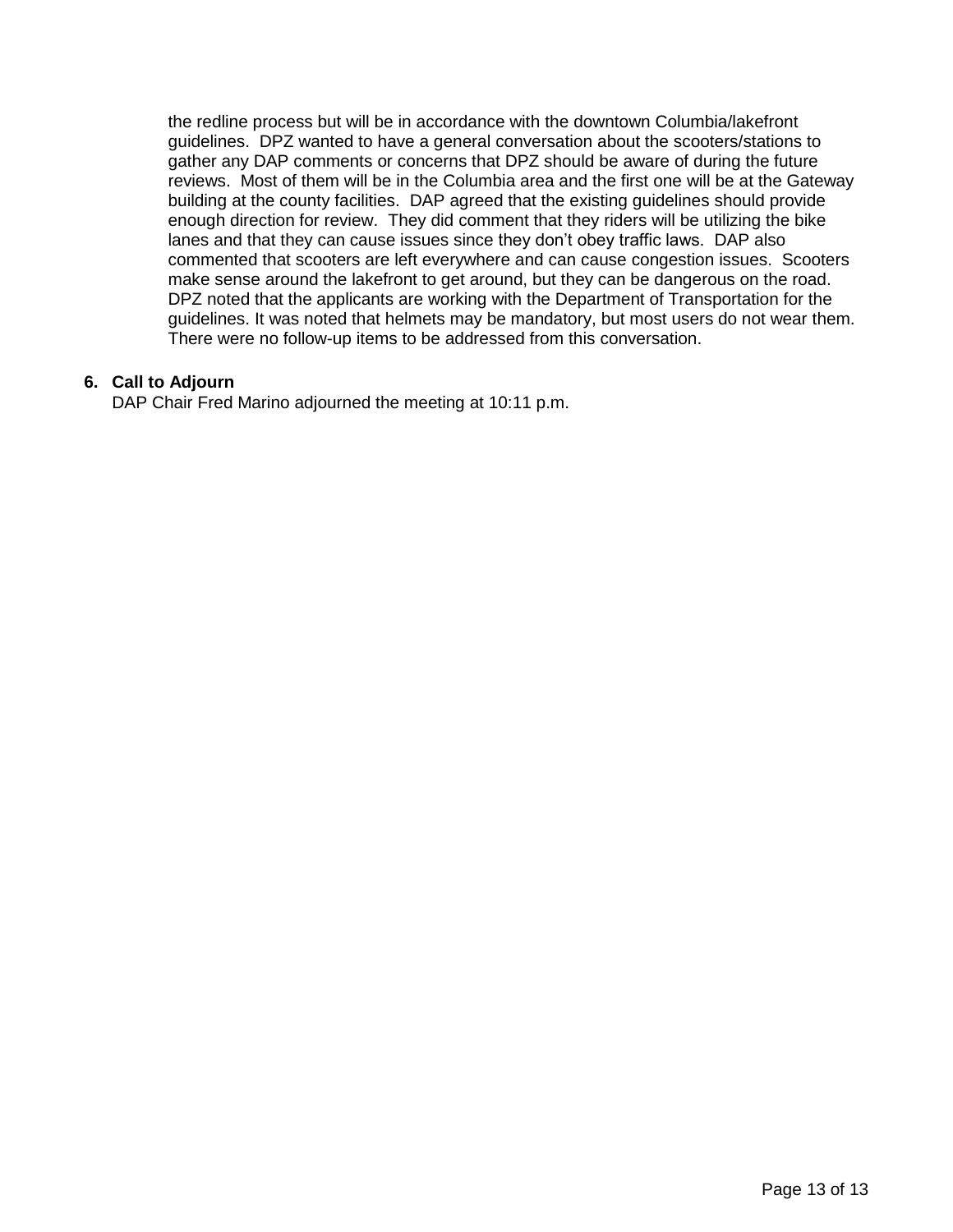the redline process but will be in accordance with the downtown Columbia/lakefront guidelines. DPZ wanted to have a general conversation about the scooters/stations to gather any DAP comments or concerns that DPZ should be aware of during the future reviews. Most of them will be in the Columbia area and the first one will be at the Gateway building at the county facilities. DAP agreed that the existing guidelines should provide enough direction for review. They did comment that they riders will be utilizing the bike lanes and that they can cause issues since they don't obey traffic laws. DAP also commented that scooters are left everywhere and can cause congestion issues. Scooters make sense around the lakefront to get around, but they can be dangerous on the road. DPZ noted that the applicants are working with the Department of Transportation for the guidelines. It was noted that helmets may be mandatory, but most users do not wear them. There were no follow-up items to be addressed from this conversation.

**6. Call to Adjourn**

DAP Chair Fred Marino adjourned the meeting at 10:11 p.m.